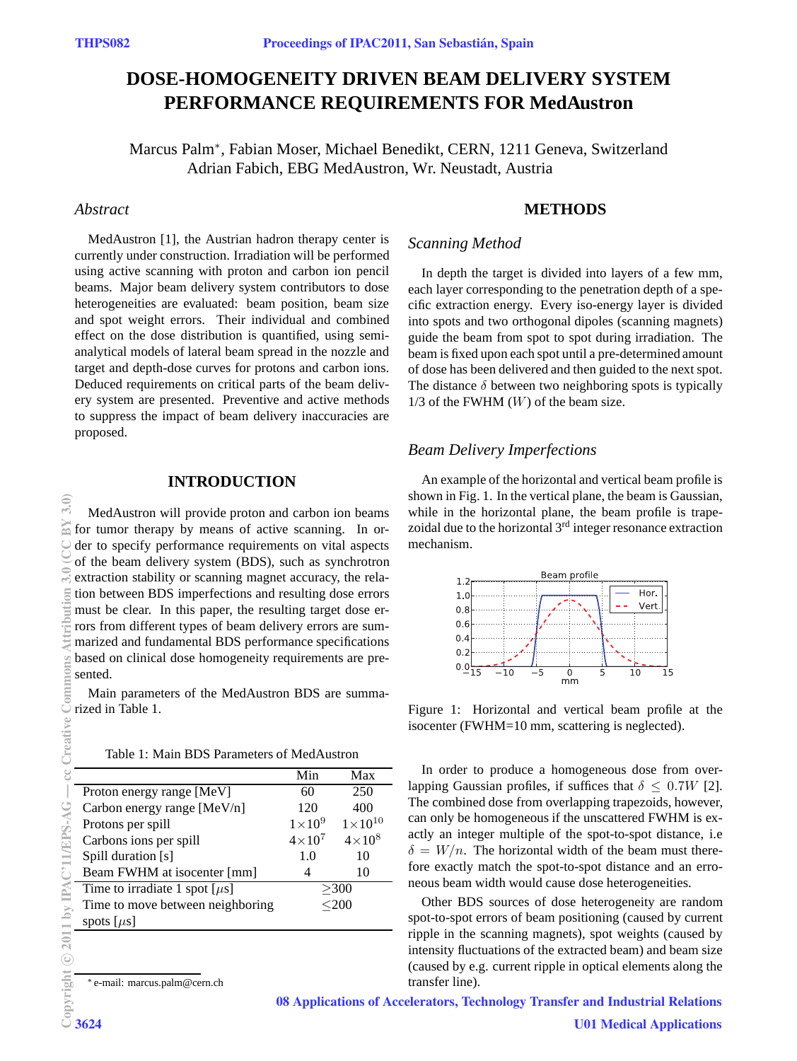# DOSE-HOMOGENEITY DRIVEN BEAM DELIVERY SYSTEM PERFORMANCE REQUIREMENTS FOR MedAustron

Marcus Palm*, Fabian Moser, Michael Benedikt, CERN, 1211 Geneva, Switzerland
Adrian Fabich, EBG MedAustron, Wr. Neustadt, Austria

## *Abstract*

MedAustron [1], the Austrian hadron therapy center is currently under construction. Irradiation will be performed using active scanning with proton and carbon ion pencil beams. Major beam delivery system contributors to dose heterogeneities are evaluated: beam position, beam size and spot weight errors. Their individual and combined effect on the dose distribution is quantified, using semi-analytical models of lateral beam spread in the nozzle and target and depth-dose curves for protons and carbon ions. Deduced requirements on critical parts of the beam delivery system are presented. Preventive and active methods to suppress the impact of beam delivery inaccuracies are proposed.

## INTRODUCTION

MedAustron will provide proton and carbon ion beams for tumor therapy by means of active scanning. In order to specify performance requirements on vital aspects of the beam delivery system (BDS), such as synchrotron extraction stability or scanning magnet accuracy, the relation between BDS imperfections and resulting dose errors must be clear. In this paper, the resulting target dose errors from different types of beam delivery errors are summarized and fundamental BDS performance specifications based on clinical dose homogeneity requirements are presented.

Main parameters of the MedAustron BDS are summarized in Table 1.

Table 1: Main BDS Parameters of MedAustron

| | Min | Max |
|---|---|---|
| Proton energy range [MeV] | 60 | 250 |
| Carbon energy range [MeV/n] | 120 | 400 |
| Protons per spill | $1\times10^{9}$ | $1\times10^{10}$ |
| Carbons ions per spill | $4\times10^{7}$ | $4\times10^{8}$ |
| Spill duration [s] | 1.0 | 10 |
| Beam FWHM at isocenter [mm] | 4 | 10 |
| Time to irradiate 1 spot [$\mu$s] | $\geq$300 | |
| Time to move between neighboring spots [$\mu$s] | $\leq$200 | |

* e-mail: marcus.palm@cern.ch

## METHODS

### *Scanning Method*

In depth the target is divided into layers of a few mm, each layer corresponding to the penetration depth of a specific extraction energy. Every iso-energy layer is divided into spots and two orthogonal dipoles (scanning magnets) guide the beam from spot to spot during irradiation. The beam is fixed upon each spot until a pre-determined amount of dose has been delivered and then guided to the next spot. The distance $\delta$ between two neighboring spots is typically 1/3 of the FWHM ($W$) of the beam size.

### *Beam Delivery Imperfections*

An example of the horizontal and vertical beam profile is shown in Fig. 1. In the vertical plane, the beam is Gaussian, while in the horizontal plane, the beam profile is trapezoidal due to the horizontal 3[rd] integer resonance extraction mechanism.

Figure 1: Horizontal and vertical beam profile at the isocenter (FWHM=10 mm, scattering is neglected).

In order to produce a homogeneous dose from overlapping Gaussian profiles, if suffices that $\delta \leq 0.7W$ [2]. The combined dose from overlapping trapezoids, however, can only be homogeneous if the unscattered FWHM is exactly an integer multiple of the spot-to-spot distance, i.e $\delta = W/n$. The horizontal width of the beam must therefore exactly match the spot-to-spot distance and an erroneous beam width would cause dose heterogeneities.

Other BDS sources of dose heterogeneity are random spot-to-spot errors of beam positioning (caused by current ripple in the scanning magnets), spot weights (caused by intensity fluctuations of the extracted beam) and beam size (caused by e.g. current ripple in optical elements along the transfer line).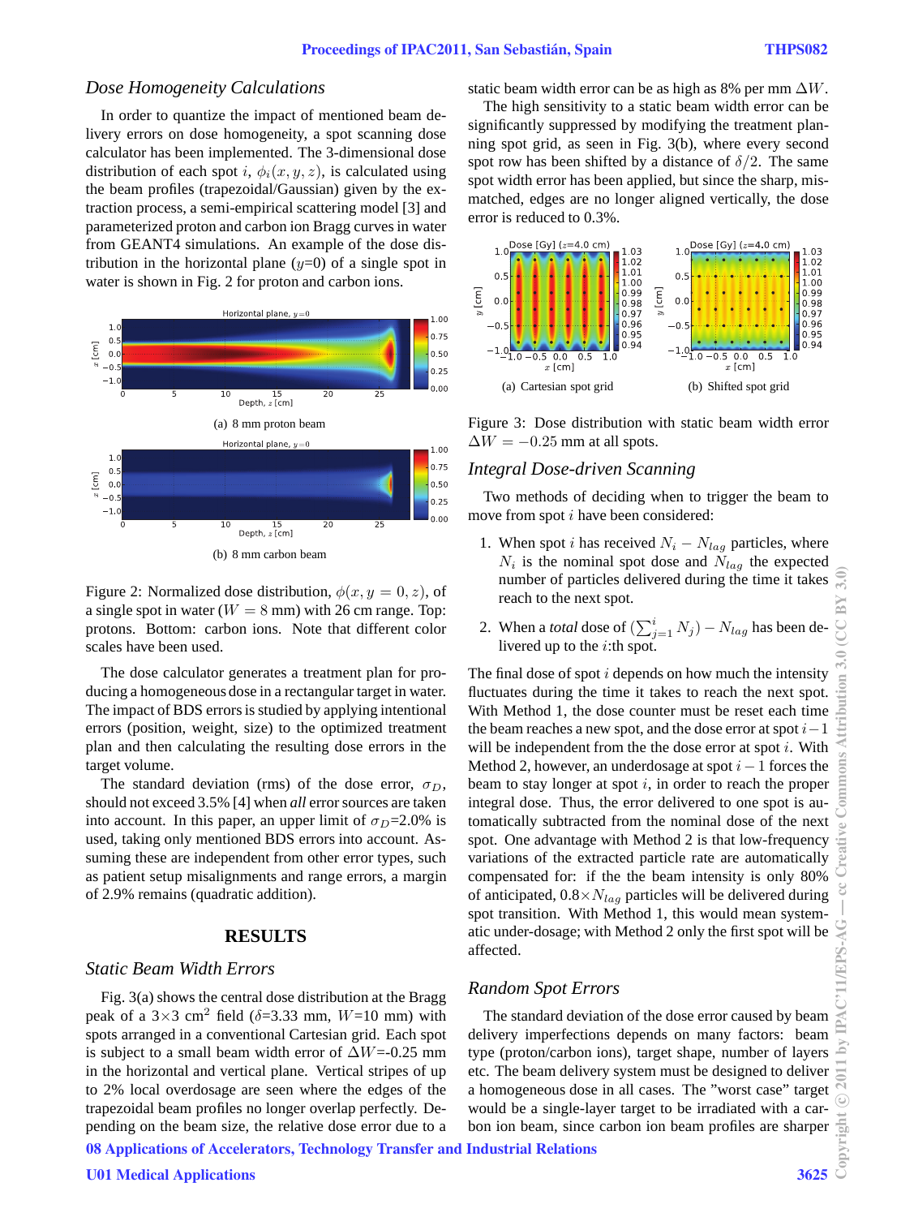### Dose Homogeneity Calculations

In order to quantize the impact of mentioned beam delivery errors on dose homogeneity, a spot scanning dose calculator has been implemented. The 3-dimensional dose distribution of each spot $i$, $\phi_i(x, y, z)$, is calculated using the beam profiles (trapezoidal/Gaussian) given by the extraction process, a semi-empirical scattering model [3] and parameterized proton and carbon ion Bragg curves in water from GEANT4 simulations. An example of the dose distribution in the horizontal plane ($y$=0) of a single spot in water is shown in Fig. 2 for proton and carbon ions.

(a) 8 mm proton beam

(b) 8 mm carbon beam

Figure 2: Normalized dose distribution, $\phi(x, y = 0, z)$, of a single spot in water ($W = 8$ mm) with 26 cm range. Top: protons. Bottom: carbon ions. Note that different color scales have been used.

The dose calculator generates a treatment plan for producing a homogeneous dose in a rectangular target in water. The impact of BDS errors is studied by applying intentional errors (position, weight, size) to the optimized treatment plan and then calculating the resulting dose errors in the target volume.

The standard deviation (rms) of the dose error, $\sigma_D$, should not exceed 3.5% [4] when *all* error sources are taken into account. In this paper, an upper limit of $\sigma_D$=2.0% is used, taking only mentioned BDS errors into account. Assuming these are independent from other error types, such as patient setup misalignments and range errors, a margin of 2.9% remains (quadratic addition).

## RESULTS

### Static Beam Width Errors

Fig. 3(a) shows the central dose distribution at the Bragg peak of a 3×3 cm$^2$ field ($\delta$=3.33 mm, $W$=10 mm) with spots arranged in a conventional Cartesian grid. Each spot is subject to a small beam width error of $\Delta W$=-0.25 mm in the horizontal and vertical plane. Vertical stripes of up to 2% local overdosage are seen where the edges of the trapezoidal beam profiles no longer overlap perfectly. Depending on the beam size, the relative dose error due to a static beam width error can be as high as 8% per mm $\Delta W$.

The high sensitivity to a static beam width error can be significantly suppressed by modifying the treatment planning spot grid, as seen in Fig. 3(b), where every second spot row has been shifted by a distance of $\delta/2$. The same spot width error has been applied, but since the sharp, mismatched, edges are no longer aligned vertically, the dose error is reduced to 0.3%.

(a) Cartesian spot grid

(b) Shifted spot grid

Figure 3: Dose distribution with static beam width error $\Delta W = -0.25$ mm at all spots.

### Integral Dose-driven Scanning

Two methods of deciding when to trigger the beam to move from spot $i$ have been considered:

1. When spot $i$ has received $N_i - N_{lag}$ particles, where $N_i$ is the nominal spot dose and $N_{lag}$ the expected number of particles delivered during the time it takes reach to the next spot.
2. When a *total* dose of $(\sum_{j=1}^{i} N_j) - N_{lag}$ has been delivered up to the $i$:th spot.

The final dose of spot $i$ depends on how much the intensity fluctuates during the time it takes to reach the next spot. With Method 1, the dose counter must be reset each time the beam reaches a new spot, and the dose error at spot $i-1$ will be independent from the the dose error at spot $i$. With Method 2, however, an underdosage at spot $i-1$ forces the beam to stay longer at spot $i$, in order to reach the proper integral dose. Thus, the error delivered to one spot is automatically subtracted from the nominal dose of the next spot. One advantage with Method 2 is that low-frequency variations of the extracted particle rate are automatically compensated for: if the the beam intensity is only 80% of anticipated, $0.8 \times N_{lag}$ particles will be delivered during spot transition. With Method 1, this would mean systematic under-dosage; with Method 2 only the first spot will be affected.

### Random Spot Errors

The standard deviation of the dose error caused by beam delivery imperfections depends on many factors: beam type (proton/carbon ions), target shape, number of layers etc. The beam delivery system must be designed to deliver a homogeneous dose in all cases. The "worst case" target would be a single-layer target to be irradiated with a carbon ion beam, since carbon ion beam profiles are sharper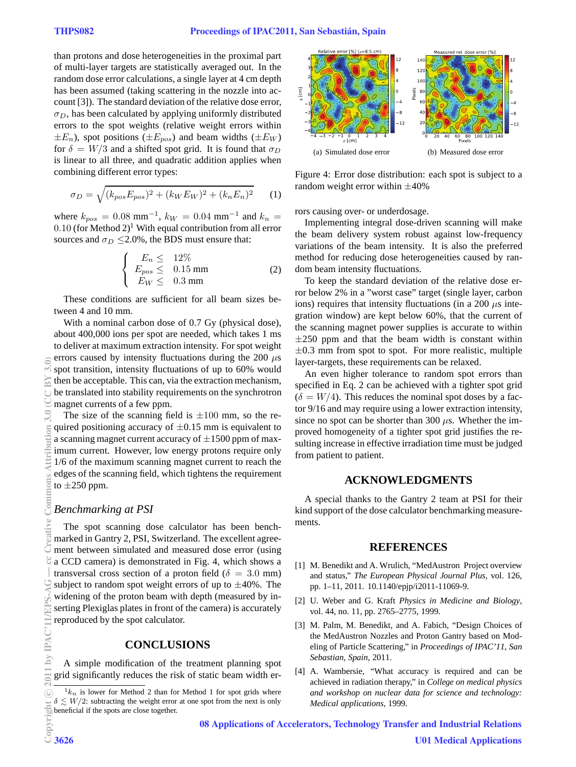than protons and dose heterogeneities in the proximal part of multi-layer targets are statistically averaged out. In the random dose error calculations, a single layer at 4 cm depth has been assumed (taking scattering in the nozzle into account [3]). The standard deviation of the relative dose error, $\sigma_D$, has been calculated by applying uniformly distributed errors to the spot weights (relative weight errors within $\pm E_n$), spot positions ($\pm E_{pos}$) and beam widths ($\pm E_W$) for $\delta = W/3$ and a shifted spot grid. It is found that $\sigma_D$ is linear to all three, and quadratic addition applies when combining different error types:

$$\sigma_D = \sqrt{(k_{pos}E_{pos})^2 + (k_W E_W)^2 + (k_n E_n)^2} \quad (1)$$

where $k_{pos} = 0.08\ \mathrm{mm}^{-1}$, $k_W = 0.04\ \mathrm{mm}^{-1}$ and $k_n = 0.10$ (for Method 2)[1] With equal contribution from all error sources and $\sigma_D \leq 2.0\%$, the BDS must ensure that:

$$\begin{cases} E_n \leq & 12\% \\ E_{pos} \leq & 0.15\ \mathrm{mm} \\ E_W \leq & 0.3\ \mathrm{mm} \end{cases} \quad (2)$$

These conditions are sufficient for all beam sizes between 4 and 10 mm.

With a nominal carbon dose of 0.7 Gy (physical dose), about 400,000 ions per spot are needed, which takes 1 ms to deliver at maximum extraction intensity. For spot weight errors caused by intensity fluctuations during the 200 $\mu$s spot transition, intensity fluctuations of up to 60% would then be acceptable. This can, via the extraction mechanism, be translated into stability requirements on the synchrotron magnet currents of a few ppm.

The size of the scanning field is $\pm 100$ mm, so the required positioning accuracy of $\pm 0.15$ mm is equivalent to a scanning magnet current accuracy of $\pm 1500$ ppm of maximum current. However, low energy protons require only 1/6 of the maximum scanning magnet current to reach the edges of the scanning field, which tightens the requirement to $\pm 250$ ppm.

### *Benchmarking at PSI*

The spot scanning dose calculator has been benchmarked in Gantry 2, PSI, Switzerland. The excellent agreement between simulated and measured dose error (using a CCD camera) is demonstrated in Fig. 4, which shows a transversal cross section of a proton field ($\delta = 3.0$ mm) subject to random spot weight errors of up to $\pm 40\%$. The widening of the proton beam with depth (measured by inserting Plexiglas plates in front of the camera) is accurately reproduced by the spot calculator.

## CONCLUSIONS

A simple modification of the treatment planning spot grid significantly reduces the risk of static beam width errors causing over- or underdosage.

Relative error [%] (z=8.5 cm)
y [cm]
x [cm]
12 8 4 0 −4 −8 −12

Measured rel. dose error [%]
Pixels
Pixels
12 8 4 0 −4 −8 −12

(a) Simulated dose error (b) Measured dose error

Figure 4: Error dose distribution: each spot is subject to a random weight error within $\pm 40\%$

Implementing integral dose-driven scanning will make the beam delivery system robust against low-frequency variations of the beam intensity. It is also the preferred method for reducing dose heterogeneities caused by random beam intensity fluctuations.

To keep the standard deviation of the relative dose error below 2% in a "worst case" target (single layer, carbon ions) requires that intensity fluctuations (in a 200 $\mu$s integration window) are kept below 60%, that the current of the scanning magnet power supplies is accurate to within $\pm 250$ ppm and that the beam width is constant within $\pm 0.3$ mm from spot to spot. For more realistic, multiple layer-targets, these requirements can be relaxed.

An even higher tolerance to random spot errors than specified in Eq. 2 can be achieved with a tighter spot grid ($\delta = W/4$). This reduces the nominal spot doses by a factor 9/16 and may require using a lower extraction intensity, since no spot can be shorter than 300 $\mu$s. Whether the improved homogeneity of a tighter spot grid justifies the resulting increase in effective irradiation time must be judged from patient to patient.

## ACKNOWLEDGMENTS

A special thanks to the Gantry 2 team at PSI for their kind support of the dose calculator benchmarking measurements.

## REFERENCES

[1] M. Benedikt and A. Wrulich, "MedAustron Project overview and status," *The European Physical Journal Plus*, vol. 126, pp. 1–11, 2011. 10.1140/epjp/i2011-11069-9.

[2] U. Weber and G. Kraft *Physics in Medicine and Biology*, vol. 44, no. 11, pp. 2765–2775, 1999.

[3] M. Palm, M. Benedikt, and A. Fabich, "Design Choices of the MedAustron Nozzles and Proton Gantry based on Modeling of Particle Scattering," in *Proceedings of IPAC'11, San Sebastian, Spain*, 2011.

[4] A. Wambersie, "What accuracy is required and can be achieved in radiation therapy," in *College on medical physics and workshop on nuclear data for science and technology: Medical applications*, 1999.

[1] $k_n$ is lower for Method 2 than for Method 1 for spot grids where $\delta \lesssim W/2$: subtracting the weight error at one spot from the next is only beneficial if the spots are close together.